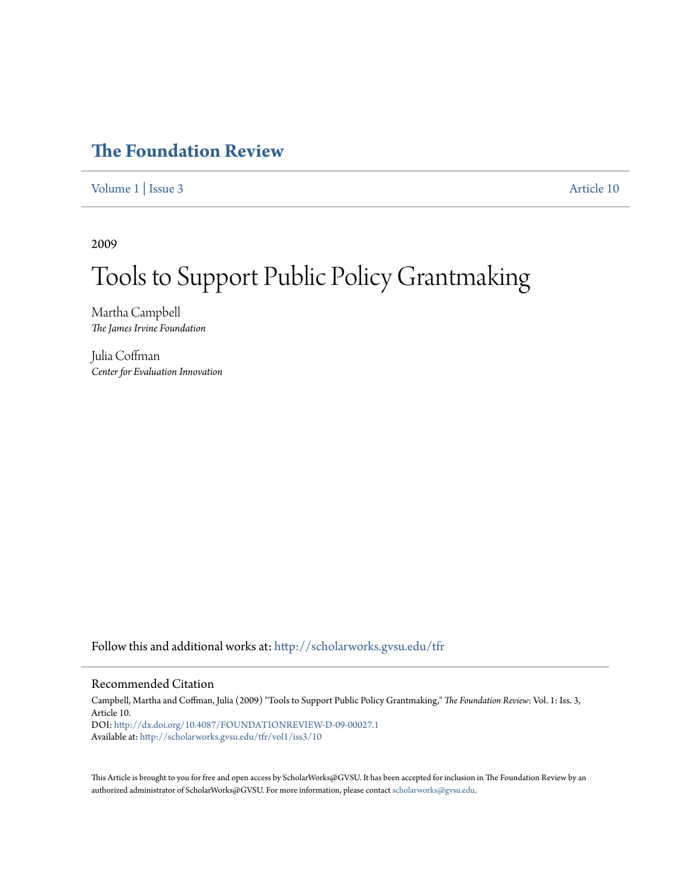# The Foundation Review

Volume 1 | Issue 3 Article 10

2009

# Tools to Support Public Policy Grantmaking

Martha Campbell
*The James Irvine Foundation*

Julia Coffman
*Center for Evaluation Innovation*

Follow this and additional works at: http://scholarworks.gvsu.edu/tfr

## Recommended Citation

Campbell, Martha and Coffman, Julia (2009) "Tools to Support Public Policy Grantmaking," *The Foundation Review*: Vol. 1: Iss. 3, Article 10.
DOI: http://dx.doi.org/10.4087/FOUNDATIONREVIEW-D-09-00027.1
Available at: http://scholarworks.gvsu.edu/tfr/vol1/iss3/10

This Article is brought to you for free and open access by ScholarWorks@GVSU. It has been accepted for inclusion in The Foundation Review by an authorized administrator of ScholarWorks@GVSU. For more information, please contact scholarworks@gvsu.edu.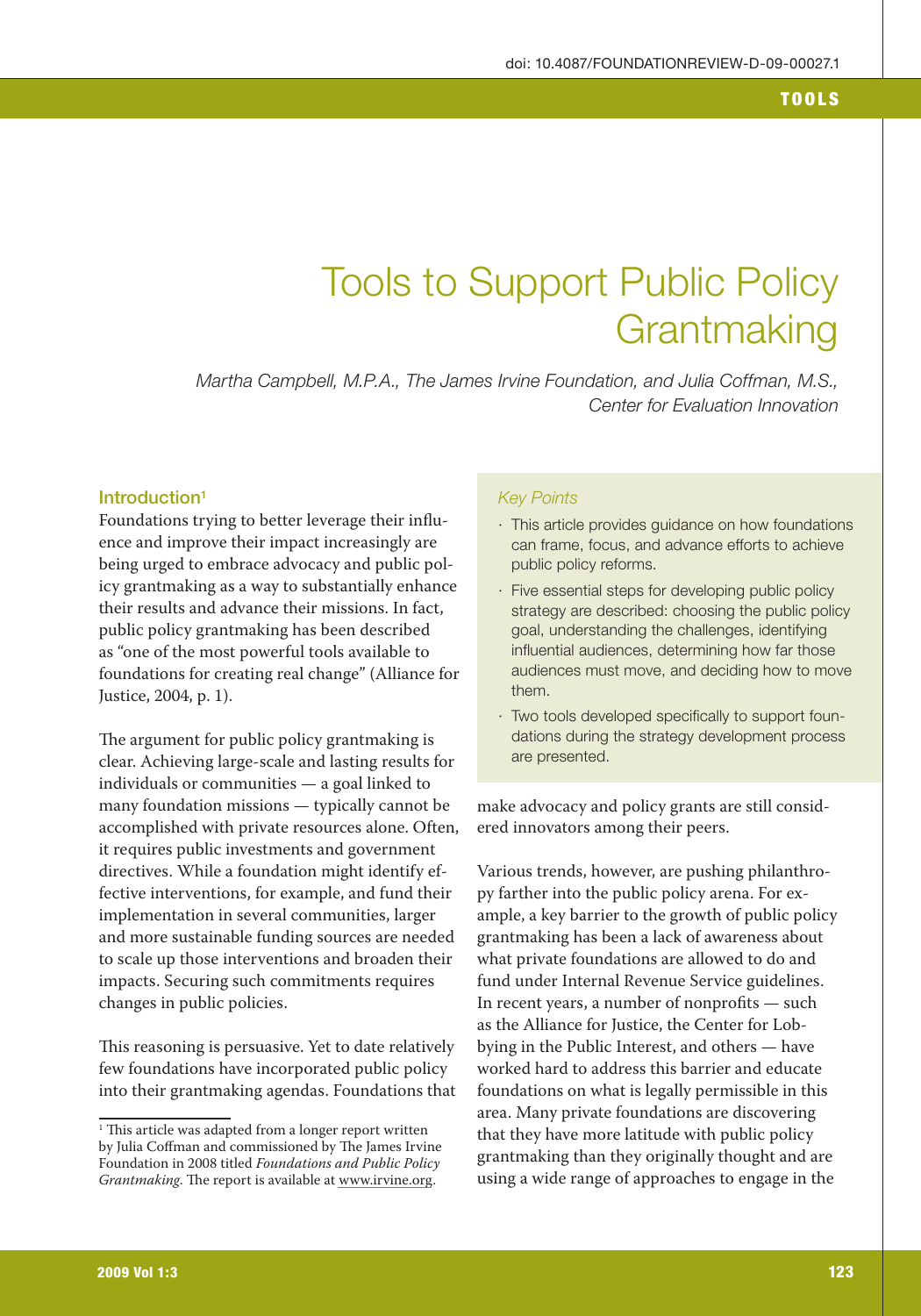# Tools to Support Public Policy Grantmaking

*Martha Campbell, M.P.A., The James Irvine Foundation, and Julia Coffman, M.S., Center for Evaluation Innovation*

## Introduction[1]

Foundations trying to better leverage their influence and improve their impact increasingly are being urged to embrace advocacy and public policy grantmaking as a way to substantially enhance their results and advance their missions. In fact, public policy grantmaking has been described as "one of the most powerful tools available to foundations for creating real change" (Alliance for Justice, 2004, p. 1).

The argument for public policy grantmaking is clear. Achieving large-scale and lasting results for individuals or communities — a goal linked to many foundation missions — typically cannot be accomplished with private resources alone. Often, it requires public investments and government directives. While a foundation might identify effective interventions, for example, and fund their implementation in several communities, larger and more sustainable funding sources are needed to scale up those interventions and broaden their impacts. Securing such commitments requires changes in public policies.

This reasoning is persuasive. Yet to date relatively few foundations have incorporated public policy into their grantmaking agendas. Foundations that make advocacy and policy grants are still considered innovators among their peers.

Various trends, however, are pushing philanthropy farther into the public policy arena. For example, a key barrier to the growth of public policy grantmaking has been a lack of awareness about what private foundations are allowed to do and fund under Internal Revenue Service guidelines. In recent years, a number of nonprofits — such as the Alliance for Justice, the Center for Lobbying in the Public Interest, and others — have worked hard to address this barrier and educate foundations on what is legally permissible in this area. Many private foundations are discovering that they have more latitude with public policy grantmaking than they originally thought and are using a wide range of approaches to engage in the

*Key Points*

- This article provides guidance on how foundations can frame, focus, and advance efforts to achieve public policy reforms.
- Five essential steps for developing public policy strategy are described: choosing the public policy goal, understanding the challenges, identifying influential audiences, determining how far those audiences must move, and deciding how to move them.
- Two tools developed specifically to support foundations during the strategy development process are presented.

[1] This article was adapted from a longer report written by Julia Coffman and commissioned by The James Irvine Foundation in 2008 titled *Foundations and Public Policy Grantmaking*. The report is available at www.irvine.org.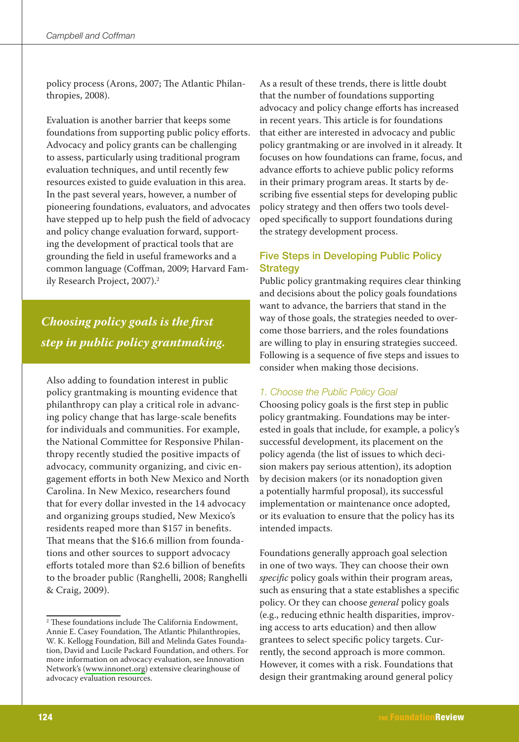policy process (Arons, 2007; The Atlantic Philanthropies, 2008).

Evaluation is another barrier that keeps some foundations from supporting public policy efforts. Advocacy and policy grants can be challenging to assess, particularly using traditional program evaluation techniques, and until recently few resources existed to guide evaluation in this area. In the past several years, however, a number of pioneering foundations, evaluators, and advocates have stepped up to help push the field of advocacy and policy change evaluation forward, supporting the development of practical tools that are grounding the field in useful frameworks and a common language (Coffman, 2009; Harvard Family Research Project, 2007).[2]

> ***Choosing policy goals is the first step in public policy grantmaking.***

Also adding to foundation interest in public policy grantmaking is mounting evidence that philanthropy can play a critical role in advancing policy change that has large-scale benefits for individuals and communities. For example, the National Committee for Responsive Philanthropy recently studied the positive impacts of advocacy, community organizing, and civic engagement efforts in both New Mexico and North Carolina. In New Mexico, researchers found that for every dollar invested in the 14 advocacy and organizing groups studied, New Mexico's residents reaped more than $157 in benefits. That means that the $16.6 million from foundations and other sources to support advocacy efforts totaled more than $2.6 billion of benefits to the broader public (Ranghelli, 2008; Ranghelli & Craig, 2009).

[2] These foundations include The California Endowment, Annie E. Casey Foundation, The Atlantic Philanthropies, W. K. Kellogg Foundation, Bill and Melinda Gates Foundation, David and Lucile Packard Foundation, and others. For more information on advocacy evaluation, see Innovation Network's (www.innonet.org) extensive clearinghouse of advocacy evaluation resources.

As a result of these trends, there is little doubt that the number of foundations supporting advocacy and policy change efforts has increased in recent years. This article is for foundations that either are interested in advocacy and public policy grantmaking or are involved in it already. It focuses on how foundations can frame, focus, and advance efforts to achieve public policy reforms in their primary program areas. It starts by describing five essential steps for developing public policy strategy and then offers two tools developed specifically to support foundations during the strategy development process.

## Five Steps in Developing Public Policy Strategy

Public policy grantmaking requires clear thinking and decisions about the policy goals foundations want to advance, the barriers that stand in the way of those goals, the strategies needed to overcome those barriers, and the roles foundations are willing to play in ensuring strategies succeed. Following is a sequence of five steps and issues to consider when making those decisions.

### *1. Choose the Public Policy Goal*

Choosing policy goals is the first step in public policy grantmaking. Foundations may be interested in goals that include, for example, a policy's successful development, its placement on the policy agenda (the list of issues to which decision makers pay serious attention), its adoption by decision makers (or its nonadoption given a potentially harmful proposal), its successful implementation or maintenance once adopted, or its evaluation to ensure that the policy has its intended impacts.

Foundations generally approach goal selection in one of two ways. They can choose their own *specific* policy goals within their program areas, such as ensuring that a state establishes a specific policy. Or they can choose *general* policy goals (e.g., reducing ethnic health disparities, improving access to arts education) and then allow grantees to select specific policy targets. Currently, the second approach is more common. However, it comes with a risk. Foundations that design their grantmaking around general policy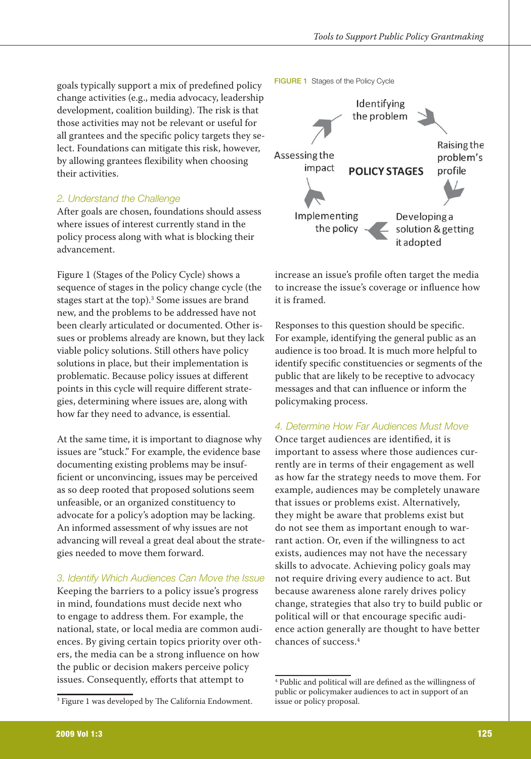goals typically support a mix of predefined policy change activities (e.g., media advocacy, leadership development, coalition building). The risk is that those activities may not be relevant or useful for all grantees and the specific policy targets they select. Foundations can mitigate this risk, however, by allowing grantees flexibility when choosing their activities.

### *2. Understand the Challenge*

After goals are chosen, foundations should assess where issues of interest currently stand in the policy process along with what is blocking their advancement.

Figure 1 (Stages of the Policy Cycle) shows a sequence of stages in the policy change cycle (the stages start at the top).[3] Some issues are brand new, and the problems to be addressed have not been clearly articulated or documented. Other issues or problems already are known, but they lack viable policy solutions. Still others have policy solutions in place, but their implementation is problematic. Because policy issues at different points in this cycle will require different strategies, determining where issues are, along with how far they need to advance, is essential.

At the same time, it is important to diagnose why issues are "stuck." For example, the evidence base documenting existing problems may be insufficient or unconvincing, issues may be perceived as so deep rooted that proposed solutions seem unfeasible, or an organized constituency to advocate for a policy's adoption may be lacking. An informed assessment of why issues are not advancing will reveal a great deal about the strategies needed to move them forward.

### *3. Identify Which Audiences Can Move the Issue*

Keeping the barriers to a policy issue's progress in mind, foundations must decide next who to engage to address them. For example, the national, state, or local media are common audiences. By giving certain topics priority over others, the media can be a strong influence on how the public or decision makers perceive policy issues. Consequently, efforts that attempt to

**FIGURE 1** Stages of the Policy Cycle

POLICY STAGES: Identifying the problem → Raising the problem's profile → Developing a solution & getting it adopted → Implementing the policy → Assessing the impact → (back to Identifying the problem)

increase an issue's profile often target the media to increase the issue's coverage or influence how it is framed.

Responses to this question should be specific. For example, identifying the general public as an audience is too broad. It is much more helpful to identify specific constituencies or segments of the public that are likely to be receptive to advocacy messages and that can influence or inform the policymaking process.

### *4. Determine How Far Audiences Must Move*

Once target audiences are identified, it is important to assess where those audiences currently are in terms of their engagement as well as how far the strategy needs to move them. For example, audiences may be completely unaware that issues or problems exist. Alternatively, they might be aware that problems exist but do not see them as important enough to warrant action. Or, even if the willingness to act exists, audiences may not have the necessary skills to advocate. Achieving policy goals may not require driving every audience to act. But because awareness alone rarely drives policy change, strategies that also try to build public or political will or that encourage specific audience action generally are thought to have better chances of success.[4]

---

[3] Figure 1 was developed by The California Endowment.

[4] Public and political will are defined as the willingness of public or policymaker audiences to act in support of an issue or policy proposal.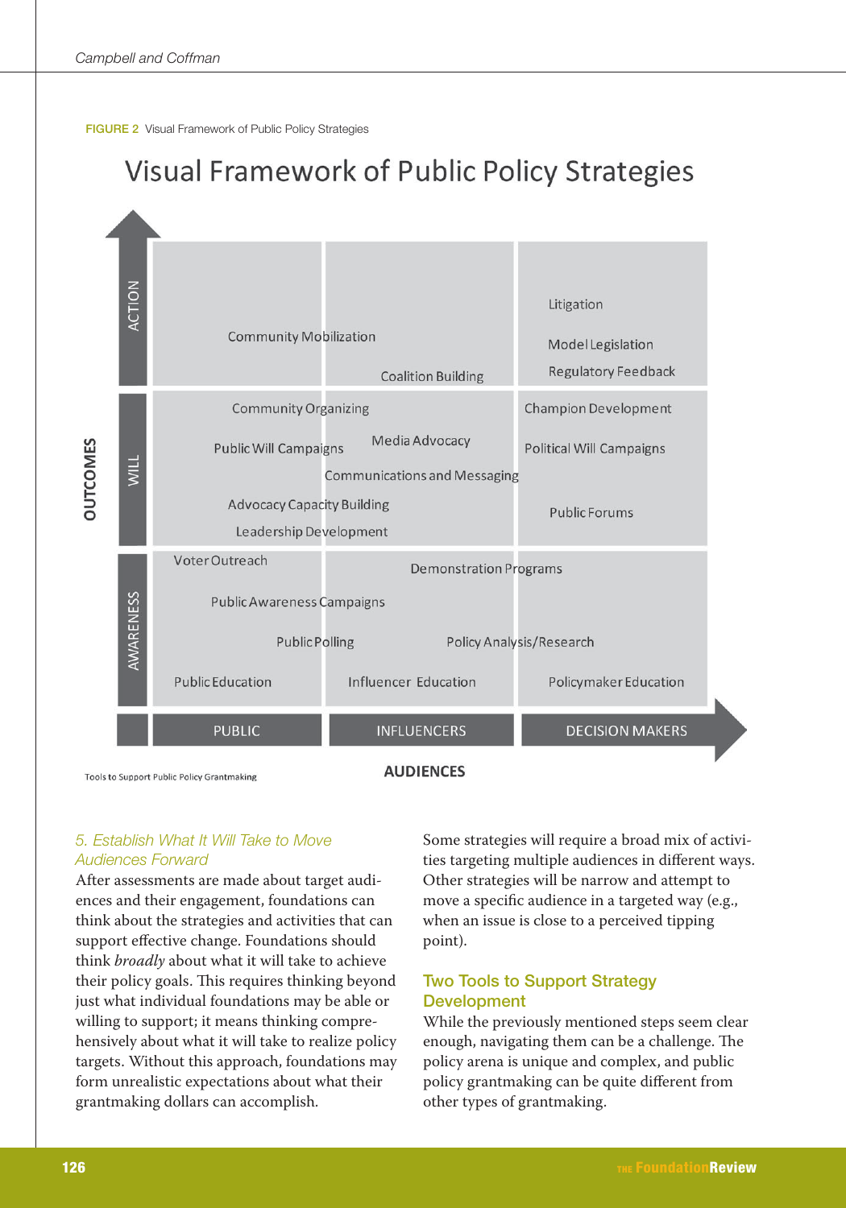FIGURE 2 Visual Framework of Public Policy Strategies

Visual Framework of Public Policy Strategies

| OUTCOMES | PUBLIC | INFLUENCERS | DECISION MAKERS |
|---|---|---|---|
| ACTION | Community Mobilization | Coalition Building | Litigation; Model Legislation; Regulatory Feedback |
| WILL | Community Organizing; Public Will Campaigns; Advocacy Capacity Building; Leadership Development | Media Advocacy; Communications and Messaging | Champion Development; Political Will Campaigns; Public Forums |
| AWARENESS | Voter Outreach; Public Awareness Campaigns; Public Polling; Public Education | Demonstration Programs; Policy Analysis/Research; Influencer Education | Policymaker Education |

AUDIENCES

Tools to Support Public Policy Grantmaking

### *5. Establish What It Will Take to Move Audiences Forward*

After assessments are made about target audiences and their engagement, foundations can think about the strategies and activities that can support effective change. Foundations should think *broadly* about what it will take to achieve their policy goals. This requires thinking beyond just what individual foundations may be able or willing to support; it means thinking comprehensively about what it will take to realize policy targets. Without this approach, foundations may form unrealistic expectations about what their grantmaking dollars can accomplish.

Some strategies will require a broad mix of activities targeting multiple audiences in different ways. Other strategies will be narrow and attempt to move a specific audience in a targeted way (e.g., when an issue is close to a perceived tipping point).

## Two Tools to Support Strategy Development

While the previously mentioned steps seem clear enough, navigating them can be a challenge. The policy arena is unique and complex, and public policy grantmaking can be quite different from other types of grantmaking.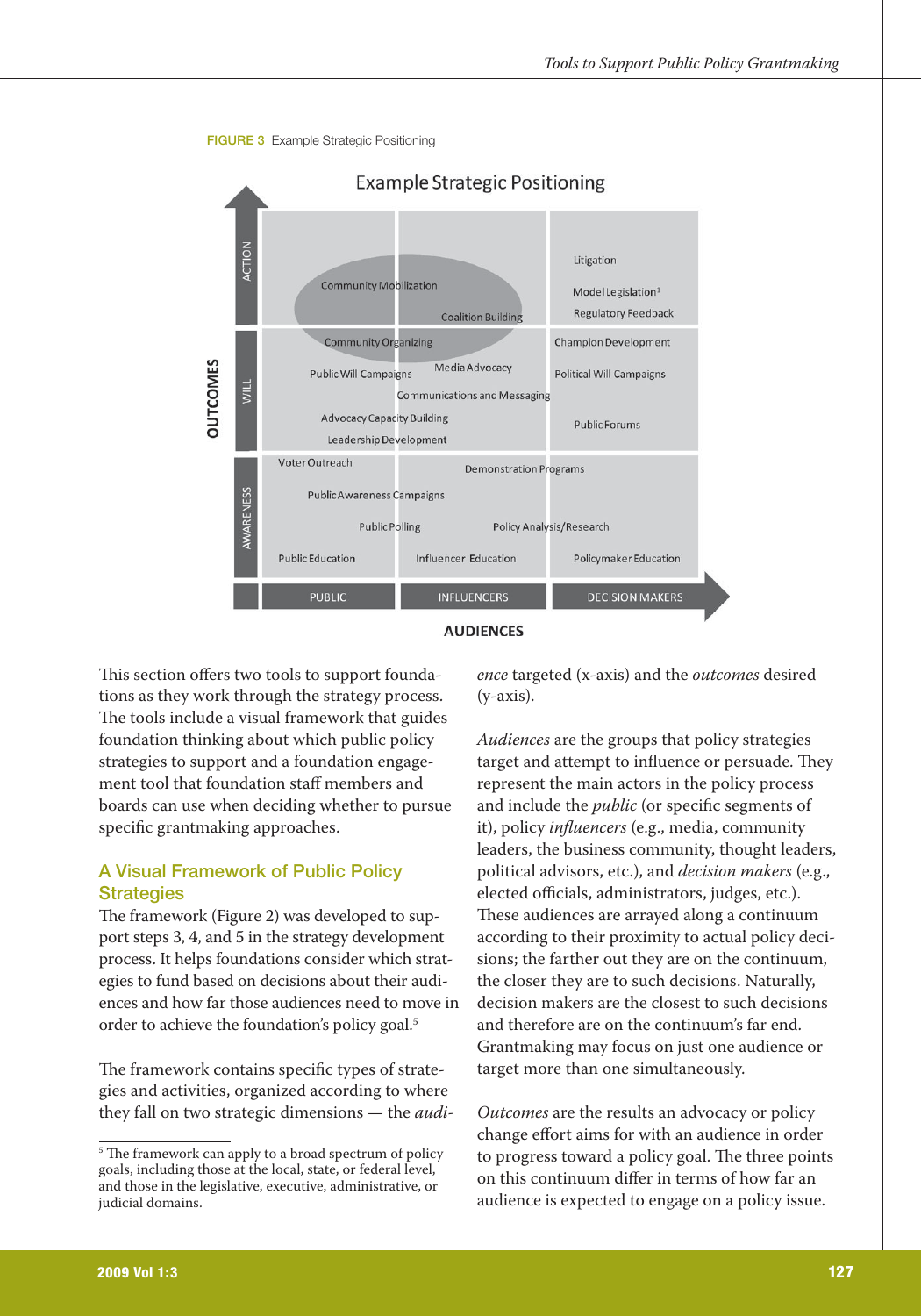**FIGURE 3** Example Strategic Positioning

Example Strategic Positioning

| OUTCOMES | PUBLIC | INFLUENCERS | DECISION MAKERS |
|---|---|---|---|
| ACTION | Community Mobilization | Coalition Building | Litigation; Model Legislation[1]; Regulatory Feedback |
| WILL | Community Organizing; Public Will Campaigns; Advocacy Capacity Building; Leadership Development | Media Advocacy; Communications and Messaging | Champion Development; Political Will Campaigns; Public Forums |
| AWARENESS | Voter Outreach; Public Awareness Campaigns; Public Polling; Public Education | Demonstration Programs; Policy Analysis/Research; Influencer Education | Policymaker Education |

AUDIENCES

This section offers two tools to support foundations as they work through the strategy process. The tools include a visual framework that guides foundation thinking about which public policy strategies to support and a foundation engagement tool that foundation staff members and boards can use when deciding whether to pursue specific grantmaking approaches.

## A Visual Framework of Public Policy Strategies

The framework (Figure 2) was developed to support steps 3, 4, and 5 in the strategy development process. It helps foundations consider which strategies to fund based on decisions about their audiences and how far those audiences need to move in order to achieve the foundation's policy goal.[5]

The framework contains specific types of strategies and activities, organized according to where they fall on two strategic dimensions — the *audience* targeted (x-axis) and the *outcomes* desired (y-axis).

*Audiences* are the groups that policy strategies target and attempt to influence or persuade. They represent the main actors in the policy process and include the *public* (or specific segments of it), policy *influencers* (e.g., media, community leaders, the business community, thought leaders, political advisors, etc.), and *decision makers* (e.g., elected officials, administrators, judges, etc.). These audiences are arrayed along a continuum according to their proximity to actual policy decisions; the farther out they are on the continuum, the closer they are to such decisions. Naturally, decision makers are the closest to such decisions and therefore are on the continuum's far end. Grantmaking may focus on just one audience or target more than one simultaneously.

*Outcomes* are the results an advocacy or policy change effort aims for with an audience in order to progress toward a policy goal. The three points on this continuum differ in terms of how far an audience is expected to engage on a policy issue.

[5] The framework can apply to a broad spectrum of policy goals, including those at the local, state, or federal level, and those in the legislative, executive, administrative, or judicial domains.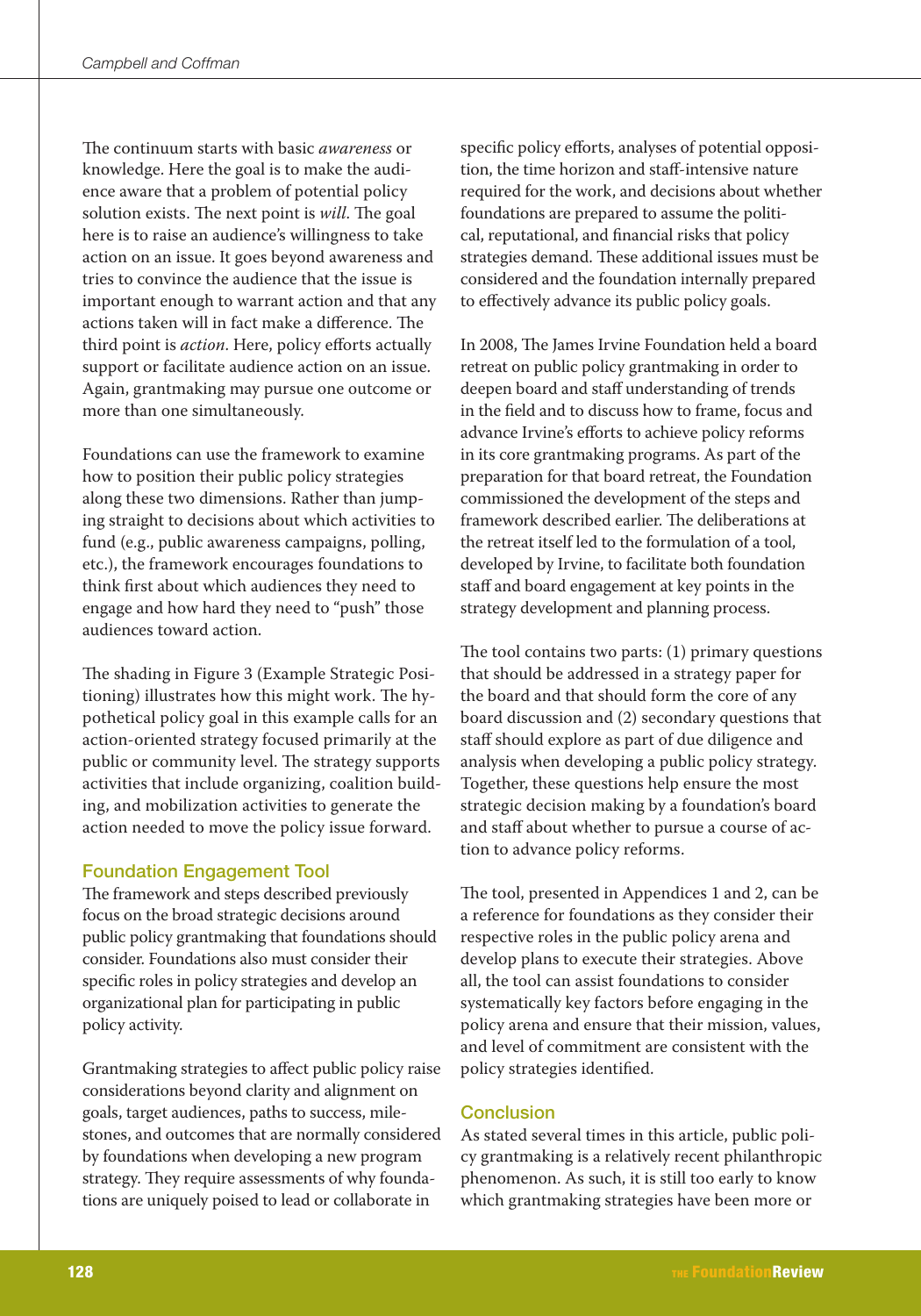The continuum starts with basic *awareness* or knowledge. Here the goal is to make the audience aware that a problem of potential policy solution exists. The next point is *will*. The goal here is to raise an audience's willingness to take action on an issue. It goes beyond awareness and tries to convince the audience that the issue is important enough to warrant action and that any actions taken will in fact make a difference. The third point is *action*. Here, policy efforts actually support or facilitate audience action on an issue. Again, grantmaking may pursue one outcome or more than one simultaneously.

Foundations can use the framework to examine how to position their public policy strategies along these two dimensions. Rather than jumping straight to decisions about which activities to fund (e.g., public awareness campaigns, polling, etc.), the framework encourages foundations to think first about which audiences they need to engage and how hard they need to "push" those audiences toward action.

The shading in Figure 3 (Example Strategic Positioning) illustrates how this might work. The hypothetical policy goal in this example calls for an action-oriented strategy focused primarily at the public or community level. The strategy supports activities that include organizing, coalition building, and mobilization activities to generate the action needed to move the policy issue forward.

### Foundation Engagement Tool

The framework and steps described previously focus on the broad strategic decisions around public policy grantmaking that foundations should consider. Foundations also must consider their specific roles in policy strategies and develop an organizational plan for participating in public policy activity.

Grantmaking strategies to affect public policy raise considerations beyond clarity and alignment on goals, target audiences, paths to success, milestones, and outcomes that are normally considered by foundations when developing a new program strategy. They require assessments of why foundations are uniquely poised to lead or collaborate in specific policy efforts, analyses of potential opposition, the time horizon and staff-intensive nature required for the work, and decisions about whether foundations are prepared to assume the political, reputational, and financial risks that policy strategies demand. These additional issues must be considered and the foundation internally prepared to effectively advance its public policy goals.

In 2008, The James Irvine Foundation held a board retreat on public policy grantmaking in order to deepen board and staff understanding of trends in the field and to discuss how to frame, focus and advance Irvine's efforts to achieve policy reforms in its core grantmaking programs. As part of the preparation for that board retreat, the Foundation commissioned the development of the steps and framework described earlier. The deliberations at the retreat itself led to the formulation of a tool, developed by Irvine, to facilitate both foundation staff and board engagement at key points in the strategy development and planning process.

The tool contains two parts: (1) primary questions that should be addressed in a strategy paper for the board and that should form the core of any board discussion and (2) secondary questions that staff should explore as part of due diligence and analysis when developing a public policy strategy. Together, these questions help ensure the most strategic decision making by a foundation's board and staff about whether to pursue a course of action to advance policy reforms.

The tool, presented in Appendices 1 and 2, can be a reference for foundations as they consider their respective roles in the public policy arena and develop plans to execute their strategies. Above all, the tool can assist foundations to consider systematically key factors before engaging in the policy arena and ensure that their mission, values, and level of commitment are consistent with the policy strategies identified.

### Conclusion

As stated several times in this article, public policy grantmaking is a relatively recent philanthropic phenomenon. As such, it is still too early to know which grantmaking strategies have been more or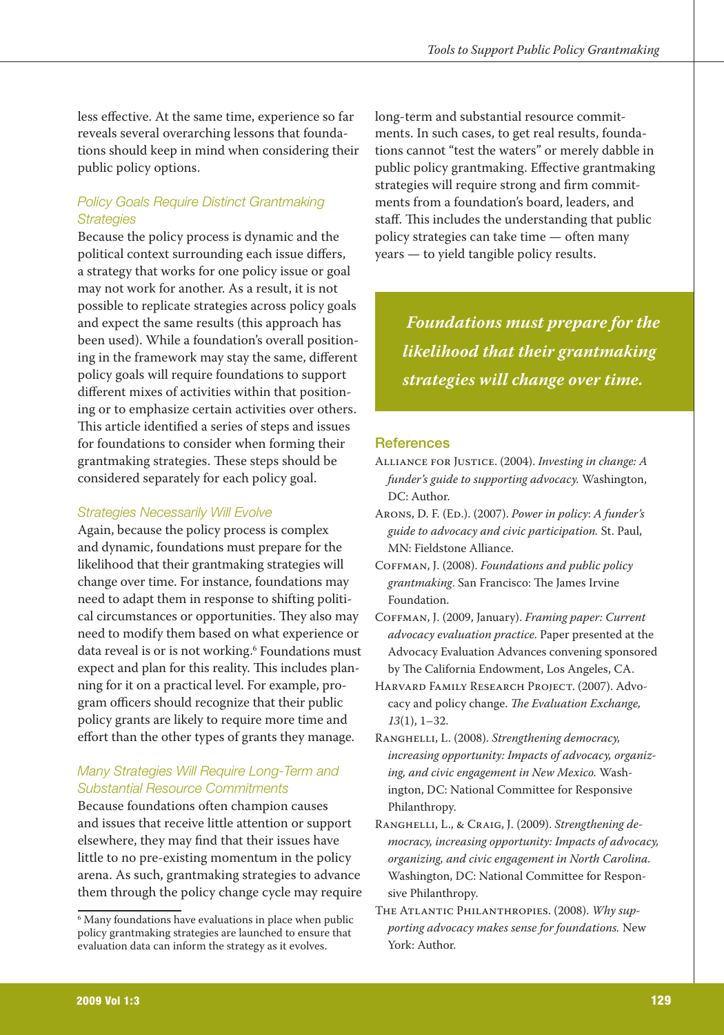less effective. At the same time, experience so far reveals several overarching lessons that foundations should keep in mind when considering their public policy options.

### *Policy Goals Require Distinct Grantmaking Strategies*

Because the policy process is dynamic and the political context surrounding each issue differs, a strategy that works for one policy issue or goal may not work for another. As a result, it is not possible to replicate strategies across policy goals and expect the same results (this approach has been used). While a foundation's overall positioning in the framework may stay the same, different policy goals will require foundations to support different mixes of activities within that positioning or to emphasize certain activities over others. This article identified a series of steps and issues for foundations to consider when forming their grantmaking strategies. These steps should be considered separately for each policy goal.

### *Strategies Necessarily Will Evolve*

Again, because the policy process is complex and dynamic, foundations must prepare for the likelihood that their grantmaking strategies will change over time. For instance, foundations may need to adapt them in response to shifting political circumstances or opportunities. They also may need to modify them based on what experience or data reveal is or is not working.[6] Foundations must expect and plan for this reality. This includes planning for it on a practical level. For example, program officers should recognize that their public policy grants are likely to require more time and effort than the other types of grants they manage.

### *Many Strategies Will Require Long-Term and Substantial Resource Commitments*

Because foundations often champion causes and issues that receive little attention or support elsewhere, they may find that their issues have little to no pre-existing momentum in the policy arena. As such, grantmaking strategies to advance them through the policy change cycle may require long-term and substantial resource commitments. In such cases, to get real results, foundations cannot "test the waters" or merely dabble in public policy grantmaking. Effective grantmaking strategies will require strong and firm commitments from a foundation's board, leaders, and staff. This includes the understanding that public policy strategies can take time — often many years — to yield tangible policy results.

> ***Foundations must prepare for the likelihood that their grantmaking strategies will change over time.***

[6] Many foundations have evaluations in place when public policy grantmaking strategies are launched to ensure that evaluation data can inform the strategy as it evolves.

## References

Alliance for Justice. (2004). *Investing in change: A funder's guide to supporting advocacy.* Washington, DC: Author.

Arons, D. F. (Ed.). (2007). *Power in policy: A funder's guide to advocacy and civic participation.* St. Paul, MN: Fieldstone Alliance.

Coffman, J. (2008). *Foundations and public policy grantmaking.* San Francisco: The James Irvine Foundation.

Coffman, J. (2009, January). *Framing paper: Current advocacy evaluation practice.* Paper presented at the Advocacy Evaluation Advances convening sponsored by The California Endowment, Los Angeles, CA.

Harvard Family Research Project. (2007). Advocacy and policy change. *The Evaluation Exchange, 13*(1), 1–32.

Ranghelli, L. (2008). *Strengthening democracy, increasing opportunity: Impacts of advocacy, organizing, and civic engagement in New Mexico.* Washington, DC: National Committee for Responsive Philanthropy.

Ranghelli, L., & Craig, J. (2009). *Strengthening democracy, increasing opportunity: Impacts of advocacy, organizing, and civic engagement in North Carolina.* Washington, DC: National Committee for Responsive Philanthropy.

The Atlantic Philanthropies. (2008). *Why supporting advocacy makes sense for foundations.* New York: Author.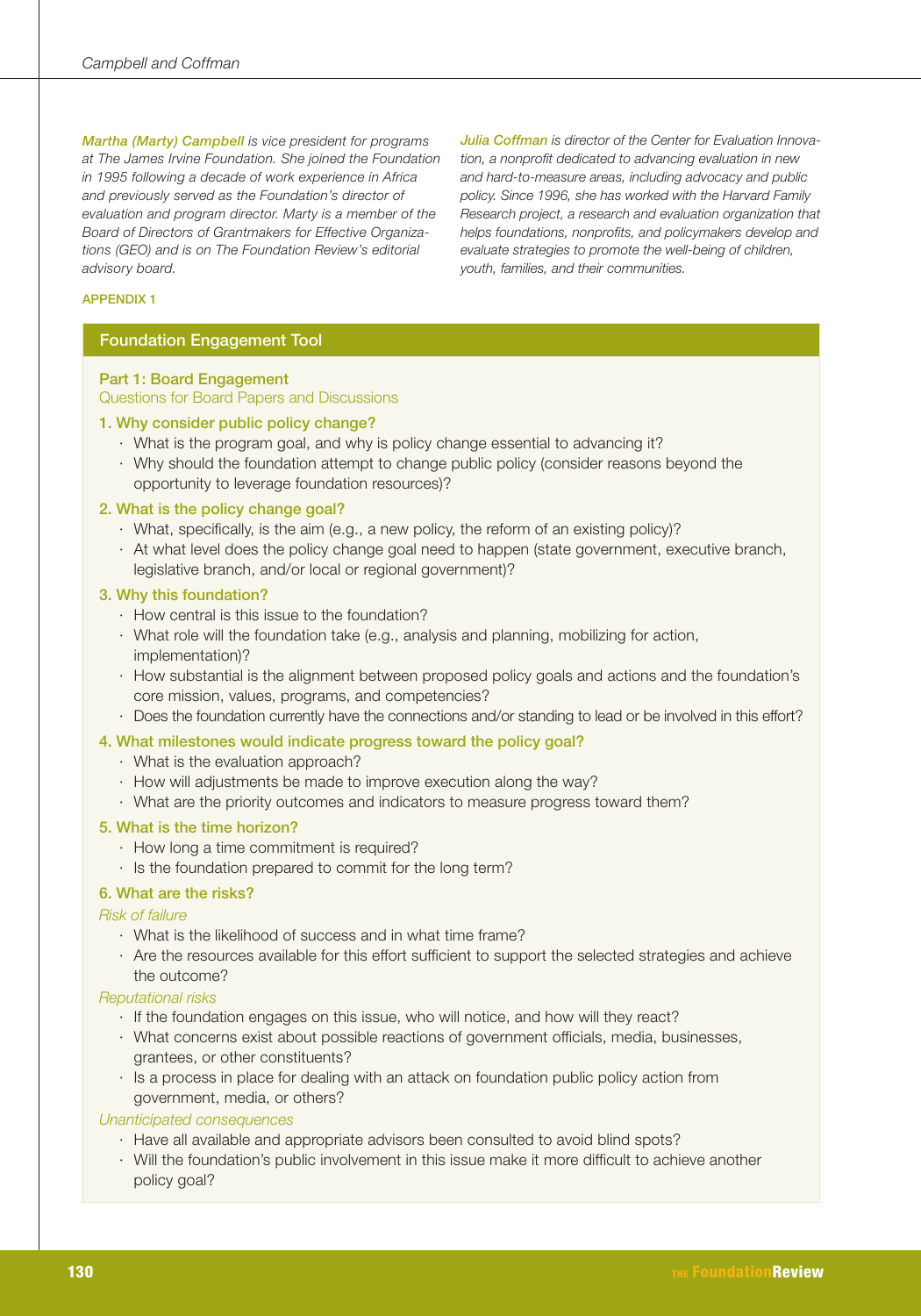*Martha (Marty) Campbell is vice president for programs at The James Irvine Foundation. She joined the Foundation in 1995 following a decade of work experience in Africa and previously served as the Foundation's director of evaluation and program director. Marty is a member of the Board of Directors of Grantmakers for Effective Organizations (GEO) and is on The Foundation Review's editorial advisory board.*

*Julia Coffman is director of the Center for Evaluation Innovation, a nonprofit dedicated to advancing evaluation in new and hard-to-measure areas, including advocacy and public policy. Since 1996, she has worked with the Harvard Family Research project, a research and evaluation organization that helps foundations, nonprofits, and policymakers develop and evaluate strategies to promote the well-being of children, youth, families, and their communities.*

## APPENDIX 1

### Foundation Engagement Tool

#### Part 1: Board Engagement

Questions for Board Papers and Discussions

**1. Why consider public policy change?**

- What is the program goal, and why is policy change essential to advancing it?
- Why should the foundation attempt to change public policy (consider reasons beyond the opportunity to leverage foundation resources)?

**2. What is the policy change goal?**

- What, specifically, is the aim (e.g., a new policy, the reform of an existing policy)?
- At what level does the policy change goal need to happen (state government, executive branch, legislative branch, and/or local or regional government)?

**3. Why this foundation?**

- How central is this issue to the foundation?
- What role will the foundation take (e.g., analysis and planning, mobilizing for action, implementation)?
- How substantial is the alignment between proposed policy goals and actions and the foundation's core mission, values, programs, and competencies?
- Does the foundation currently have the connections and/or standing to lead or be involved in this effort?

**4. What milestones would indicate progress toward the policy goal?**

- What is the evaluation approach?
- How will adjustments be made to improve execution along the way?
- What are the priority outcomes and indicators to measure progress toward them?

**5. What is the time horizon?**

- How long a time commitment is required?
- Is the foundation prepared to commit for the long term?

**6. What are the risks?**

*Risk of failure*

- What is the likelihood of success and in what time frame?
- Are the resources available for this effort sufficient to support the selected strategies and achieve the outcome?

*Reputational risks*

- If the foundation engages on this issue, who will notice, and how will they react?
- What concerns exist about possible reactions of government officials, media, businesses, grantees, or other constituents?
- Is a process in place for dealing with an attack on foundation public policy action from government, media, or others?

*Unanticipated consequences*

- Have all available and appropriate advisors been consulted to avoid blind spots?
- Will the foundation's public involvement in this issue make it more difficult to achieve another policy goal?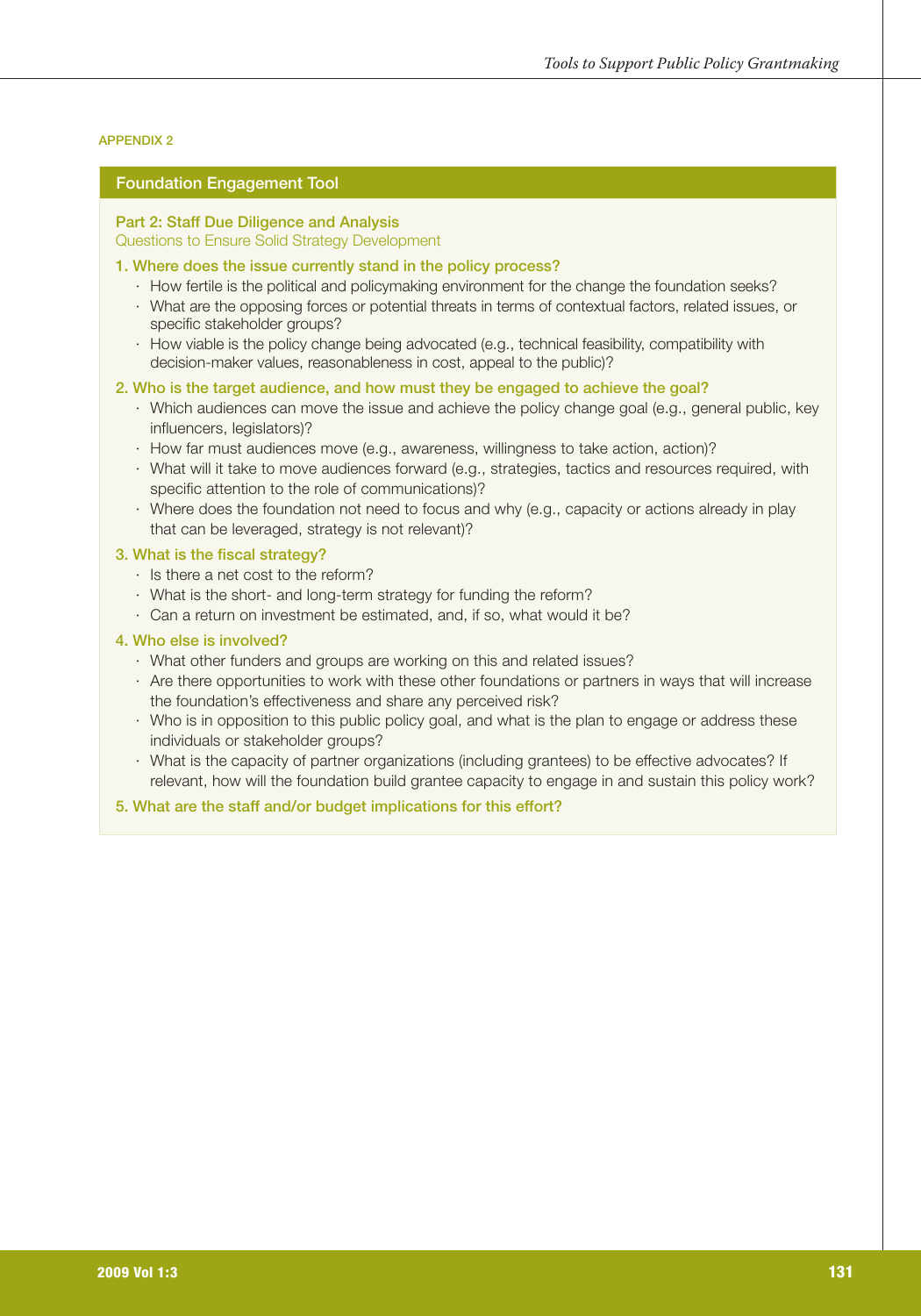APPENDIX 2

## Foundation Engagement Tool

### Part 2: Staff Due Diligence and Analysis

Questions to Ensure Solid Strategy Development

**1. Where does the issue currently stand in the policy process?**

- How fertile is the political and policymaking environment for the change the foundation seeks?
- What are the opposing forces or potential threats in terms of contextual factors, related issues, or specific stakeholder groups?
- How viable is the policy change being advocated (e.g., technical feasibility, compatibility with decision-maker values, reasonableness in cost, appeal to the public)?

**2. Who is the target audience, and how must they be engaged to achieve the goal?**

- Which audiences can move the issue and achieve the policy change goal (e.g., general public, key influencers, legislators)?
- How far must audiences move (e.g., awareness, willingness to take action, action)?
- What will it take to move audiences forward (e.g., strategies, tactics and resources required, with specific attention to the role of communications)?
- Where does the foundation not need to focus and why (e.g., capacity or actions already in play that can be leveraged, strategy is not relevant)?

**3. What is the fiscal strategy?**

- Is there a net cost to the reform?
- What is the short- and long-term strategy for funding the reform?
- Can a return on investment be estimated, and, if so, what would it be?

**4. Who else is involved?**

- What other funders and groups are working on this and related issues?
- Are there opportunities to work with these other foundations or partners in ways that will increase the foundation's effectiveness and share any perceived risk?
- Who is in opposition to this public policy goal, and what is the plan to engage or address these individuals or stakeholder groups?
- What is the capacity of partner organizations (including grantees) to be effective advocates? If relevant, how will the foundation build grantee capacity to engage in and sustain this policy work?

**5. What are the staff and/or budget implications for this effort?**